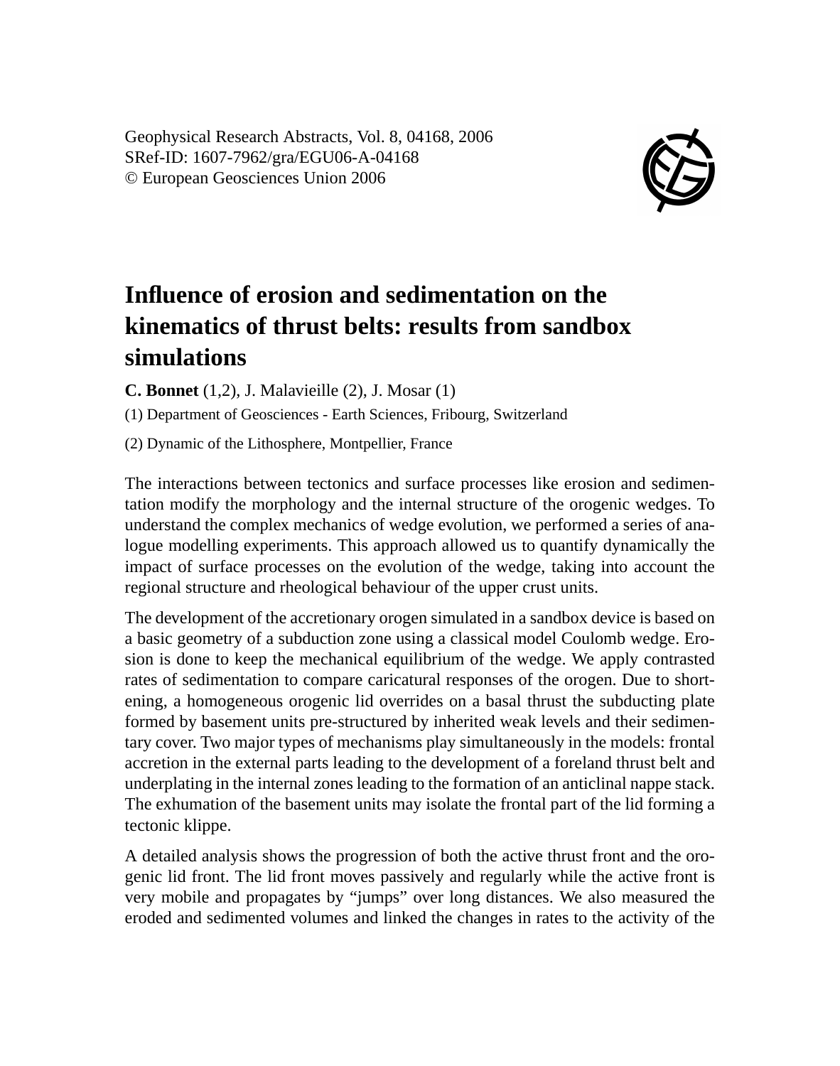Geophysical Research Abstracts, Vol. 8, 04168, 2006
SRef-ID: 1607-7962/gra/EGU06-A-04168
© European Geosciences Union 2006

# Influence of erosion and sedimentation on the kinematics of thrust belts: results from sandbox simulations

**C. Bonnet** (1,2), J. Malavieille (2), J. Mosar (1)

(1) Department of Geosciences - Earth Sciences, Fribourg, Switzerland

(2) Dynamic of the Lithosphere, Montpellier, France

The interactions between tectonics and surface processes like erosion and sedimentation modify the morphology and the internal structure of the orogenic wedges. To understand the complex mechanics of wedge evolution, we performed a series of analogue modelling experiments. This approach allowed us to quantify dynamically the impact of surface processes on the evolution of the wedge, taking into account the regional structure and rheological behaviour of the upper crust units.

The development of the accretionary orogen simulated in a sandbox device is based on a basic geometry of a subduction zone using a classical model Coulomb wedge. Erosion is done to keep the mechanical equilibrium of the wedge. We apply contrasted rates of sedimentation to compare caricatural responses of the orogen. Due to shortening, a homogeneous orogenic lid overrides on a basal thrust the subducting plate formed by basement units pre-structured by inherited weak levels and their sedimentary cover. Two major types of mechanisms play simultaneously in the models: frontal accretion in the external parts leading to the development of a foreland thrust belt and underplating in the internal zones leading to the formation of an anticlinal nappe stack. The exhumation of the basement units may isolate the frontal part of the lid forming a tectonic klippe.

A detailed analysis shows the progression of both the active thrust front and the orogenic lid front. The lid front moves passively and regularly while the active front is very mobile and propagates by "jumps" over long distances. We also measured the eroded and sedimented volumes and linked the changes in rates to the activity of the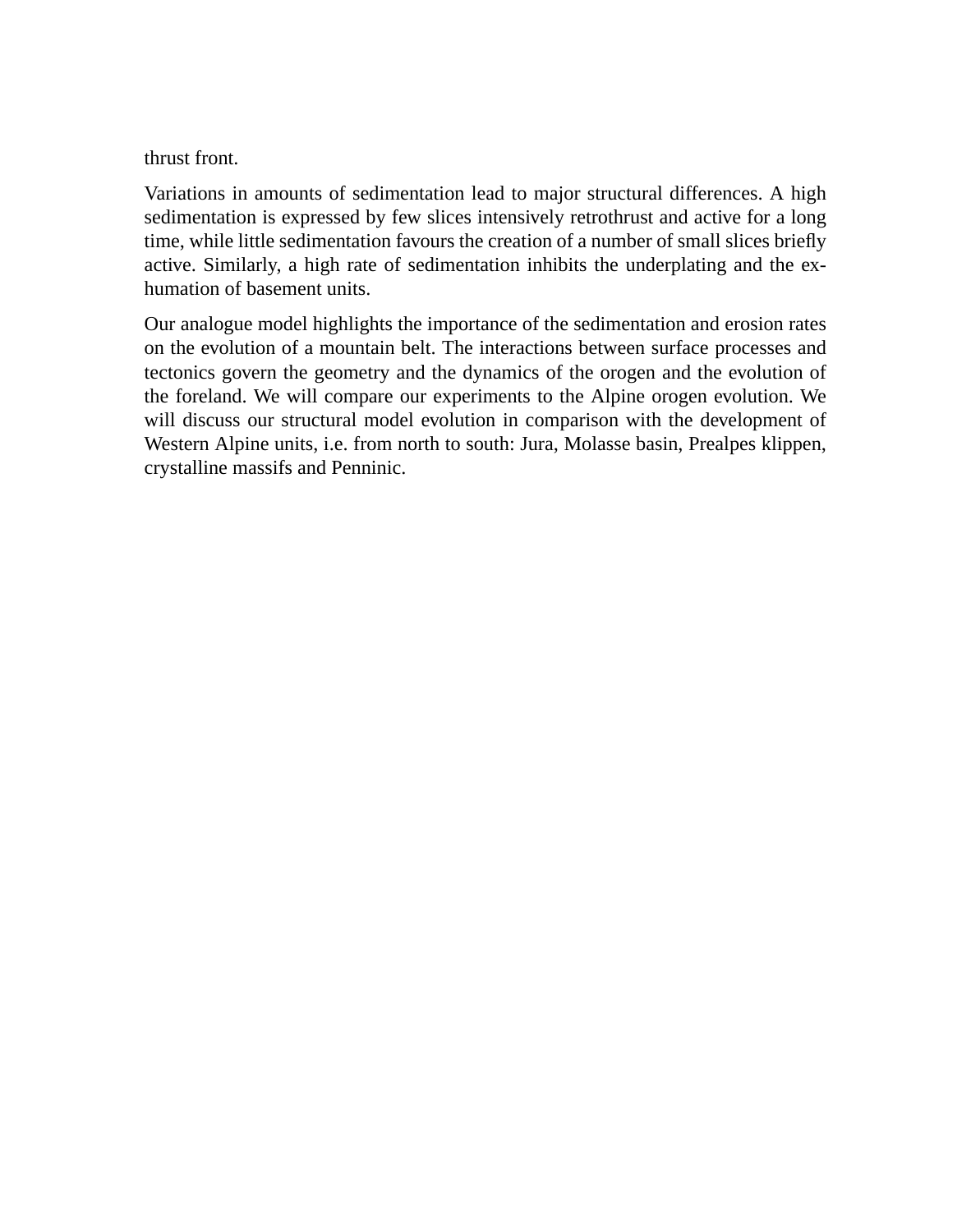thrust front.

Variations in amounts of sedimentation lead to major structural differences. A high sedimentation is expressed by few slices intensively retrothrust and active for a long time, while little sedimentation favours the creation of a number of small slices briefly active. Similarly, a high rate of sedimentation inhibits the underplating and the exhumation of basement units.

Our analogue model highlights the importance of the sedimentation and erosion rates on the evolution of a mountain belt. The interactions between surface processes and tectonics govern the geometry and the dynamics of the orogen and the evolution of the foreland. We will compare our experiments to the Alpine orogen evolution. We will discuss our structural model evolution in comparison with the development of Western Alpine units, i.e. from north to south: Jura, Molasse basin, Prealpes klippen, crystalline massifs and Penninic.